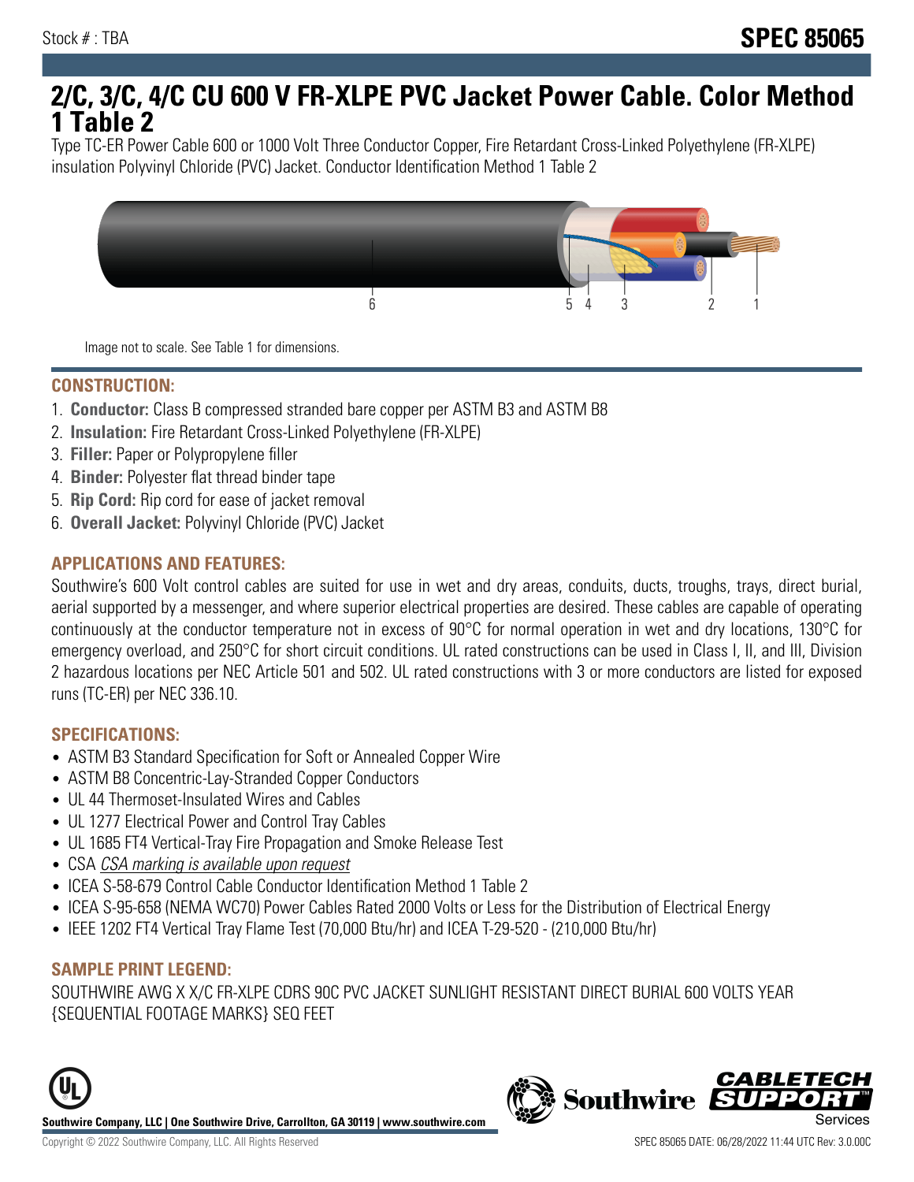Stock # : TBA

# SPEC 85065

# 2/C, 3/C, 4/C CU 600 V FR-XLPE PVC Jacket Power Cable. Color Method 1 Table 2

Type TC-ER Power Cable 600 or 1000 Volt Three Conductor Copper, Fire Retardant Cross-Linked Polyethylene (FR-XLPE) insulation Polyvinyl Chloride (PVC) Jacket. Conductor Identification Method 1 Table 2

6 5 4 3 2 1

Image not to scale. See Table 1 for dimensions.

## CONSTRUCTION:

1. **Conductor:** Class B compressed stranded bare copper per ASTM B3 and ASTM B8
2. **Insulation:** Fire Retardant Cross-Linked Polyethylene (FR-XLPE)
3. **Filler:** Paper or Polypropylene filler
4. **Binder:** Polyester flat thread binder tape
5. **Rip Cord:** Rip cord for ease of jacket removal
6. **Overall Jacket:** Polyvinyl Chloride (PVC) Jacket

## APPLICATIONS AND FEATURES:

Southwire's 600 Volt control cables are suited for use in wet and dry areas, conduits, ducts, troughs, trays, direct burial, aerial supported by a messenger, and where superior electrical properties are desired. These cables are capable of operating continuously at the conductor temperature not in excess of 90°C for normal operation in wet and dry locations, 130°C for emergency overload, and 250°C for short circuit conditions. UL rated constructions can be used in Class I, II, and III, Division 2 hazardous locations per NEC Article 501 and 502. UL rated constructions with 3 or more conductors are listed for exposed runs (TC-ER) per NEC 336.10.

## SPECIFICATIONS:

- ASTM B3 Standard Specification for Soft or Annealed Copper Wire
- ASTM B8 Concentric-Lay-Stranded Copper Conductors
- UL 44 Thermoset-Insulated Wires and Cables
- UL 1277 Electrical Power and Control Tray Cables
- UL 1685 FT4 Vertical-Tray Fire Propagation and Smoke Release Test
- CSA *CSA marking is available upon request*
- ICEA S-58-679 Control Cable Conductor Identification Method 1 Table 2
- ICEA S-95-658 (NEMA WC70) Power Cables Rated 2000 Volts or Less for the Distribution of Electrical Energy
- IEEE 1202 FT4 Vertical Tray Flame Test (70,000 Btu/hr) and ICEA T-29-520 - (210,000 Btu/hr)

## SAMPLE PRINT LEGEND:

SOUTHWIRE AWG X X/C FR-XLPE CDRS 90C PVC JACKET SUNLIGHT RESISTANT DIRECT BURIAL 600 VOLTS YEAR {SEQUENTIAL FOOTAGE MARKS} SEQ FEET

**Southwire Company, LLC | One Southwire Drive, Carrollton, GA 30119 | www.southwire.com**

Copyright © 2022 Southwire Company, LLC. All Rights Reserved

SPEC 85065 DATE: 06/28/2022 11:44 UTC Rev: 3.0.00C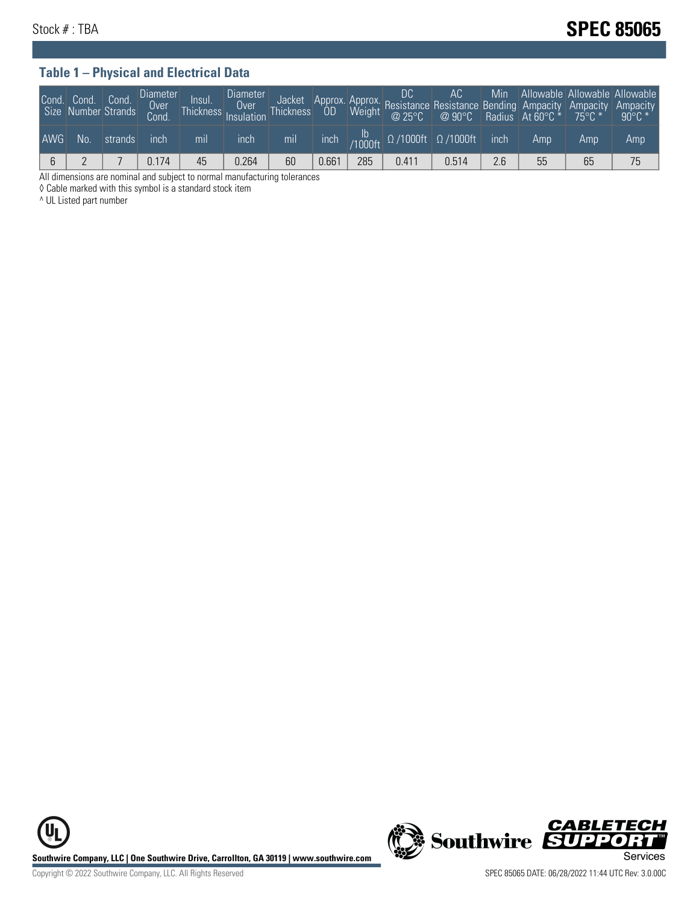### Table 1 – Physical and Electrical Data

| Cond. Size | Cond. Number | Cond. Strands | Diameter Over Cond. | Insul. Thickness | Diameter Over Insulation | Jacket Thickness | Approx. OD | Approx. Weight | DC Resistance @ 25°C | AC Resistance @ 90°C | Min Bending Radius | Allowable Ampacity At 60°C * | Allowable Ampacity 75°C * | Allowable Ampacity 90°C * |
|---|---|---|---|---|---|---|---|---|---|---|---|---|---|---|
| AWG | No. | strands | inch | mil | inch | mil | inch | lb /1000ft | Ω /1000ft | Ω /1000ft | inch | Amp | Amp | Amp |
| 6 | 2 | 7 | 0.174 | 45 | 0.264 | 60 | 0.661 | 285 | 0.411 | 0.514 | 2.6 | 55 | 65 | 75 |

All dimensions are nominal and subject to normal manufacturing tolerances

◊ Cable marked with this symbol is a standard stock item

^ UL Listed part number

Southwire Company, LLC | One Southwire Drive, Carrollton, GA 30119 | www.southwire.com

Copyright © 2022 Southwire Company, LLC. All Rights Reserved

SPEC 85065 DATE: 06/28/2022 11:44 UTC Rev: 3.0.00C